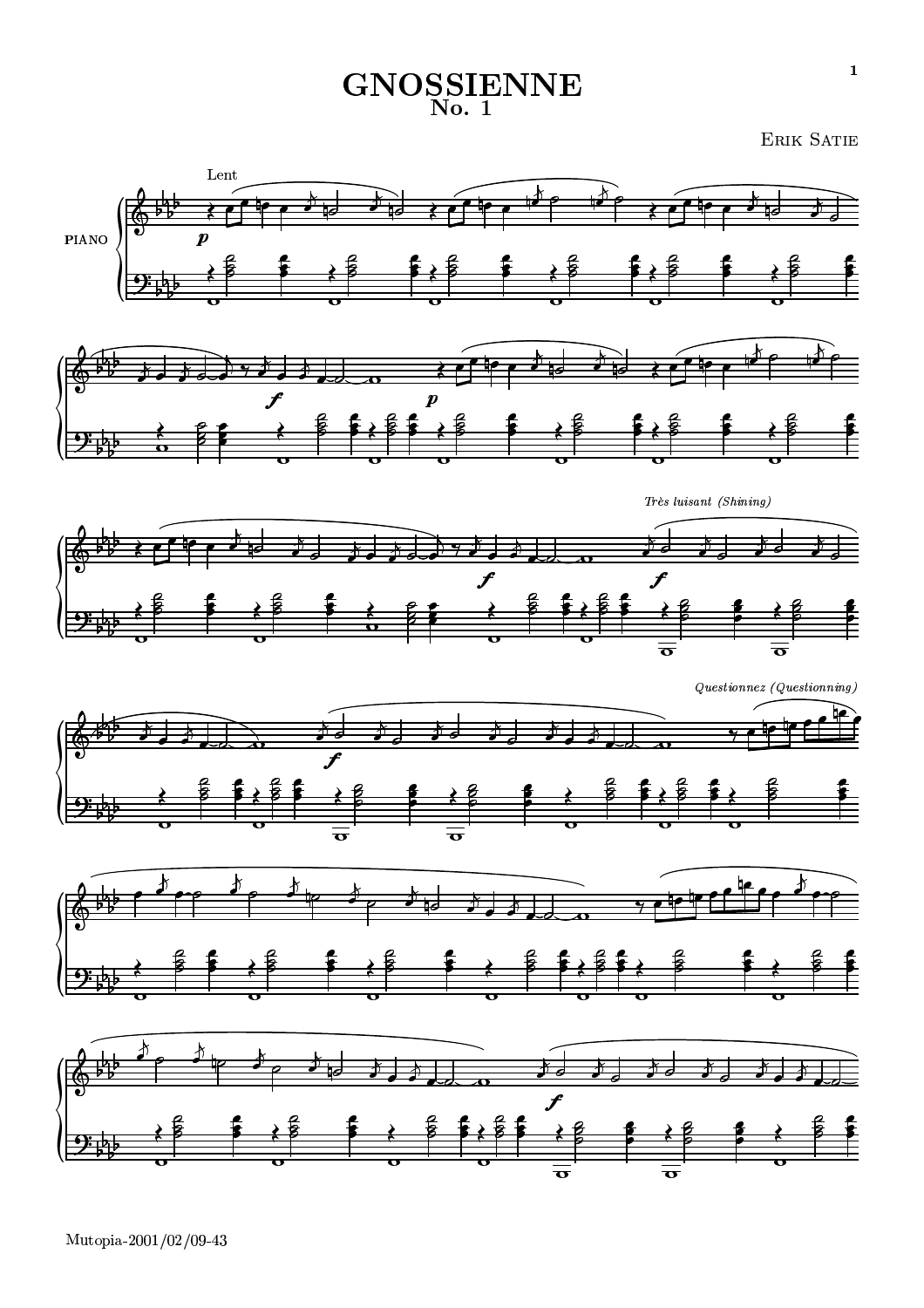# GNOSSIENNE
## No. 1

Erik Satie

Mutopia-2001/02/09-43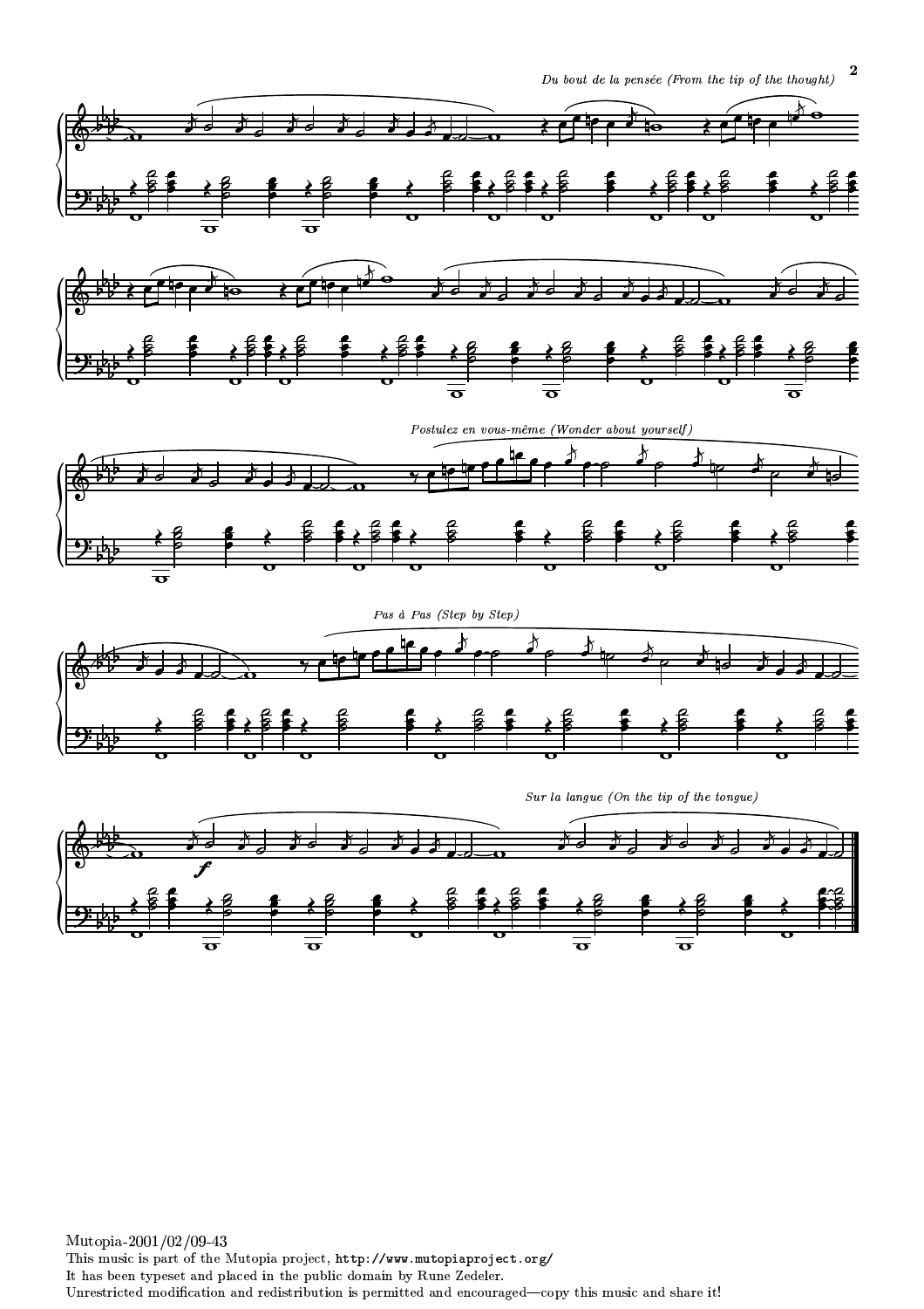*Du bout de la pensée (From the tip of the thought)*

*Postulez en vous-même (Wonder about yourself)*

*Pas à Pas (Step by Step)*

*Sur la langue (On the tip of the tongue)*

Mutopia-2001/02/09-43
This music is part of the Mutopia project, http://www.mutopiaproject.org/
It has been typeset and placed in the public domain by Rune Zedeler.
Unrestricted modification and redistribution is permitted and encouraged—copy this music and share it!